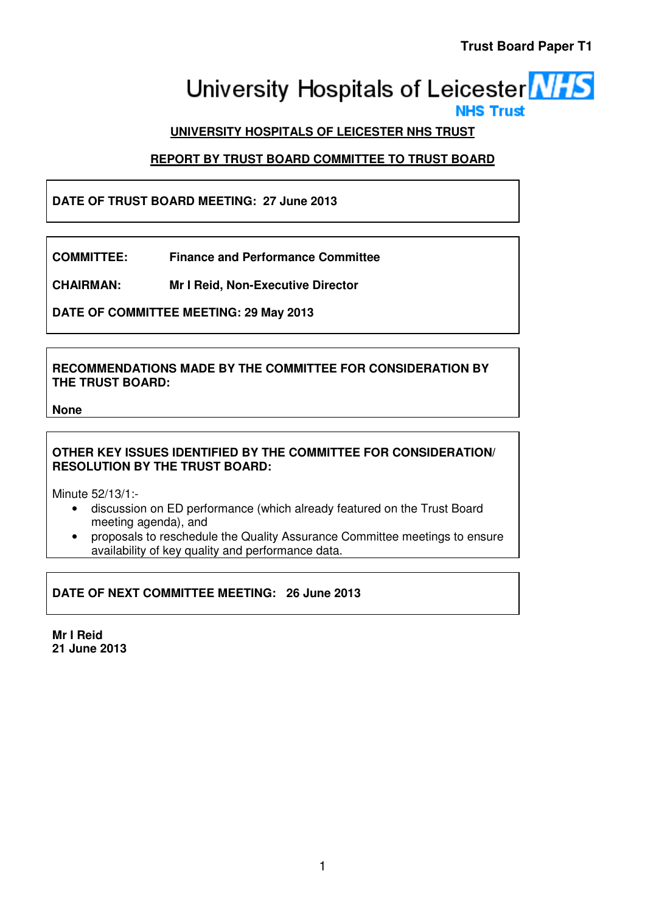**Trust Board Paper T1**

University Hospitals of Leicester NHS Trust

**UNIVERSITY HOSPITALS OF LEICESTER NHS TRUST**

**REPORT BY TRUST BOARD COMMITTEE TO TRUST BOARD**

**DATE OF TRUST BOARD MEETING: 27 June 2013**

**COMMITTEE:** **Finance and Performance Committee**

**CHAIRMAN:** **Mr I Reid, Non-Executive Director**

**DATE OF COMMITTEE MEETING: 29 May 2013**

**RECOMMENDATIONS MADE BY THE COMMITTEE FOR CONSIDERATION BY THE TRUST BOARD:**

**None**

**OTHER KEY ISSUES IDENTIFIED BY THE COMMITTEE FOR CONSIDERATION/ RESOLUTION BY THE TRUST BOARD:**

Minute 52/13/1:-

- discussion on ED performance (which already featured on the Trust Board meeting agenda), and
- proposals to reschedule the Quality Assurance Committee meetings to ensure availability of key quality and performance data.

**DATE OF NEXT COMMITTEE MEETING: 26 June 2013**

**Mr I Reid**
**21 June 2013**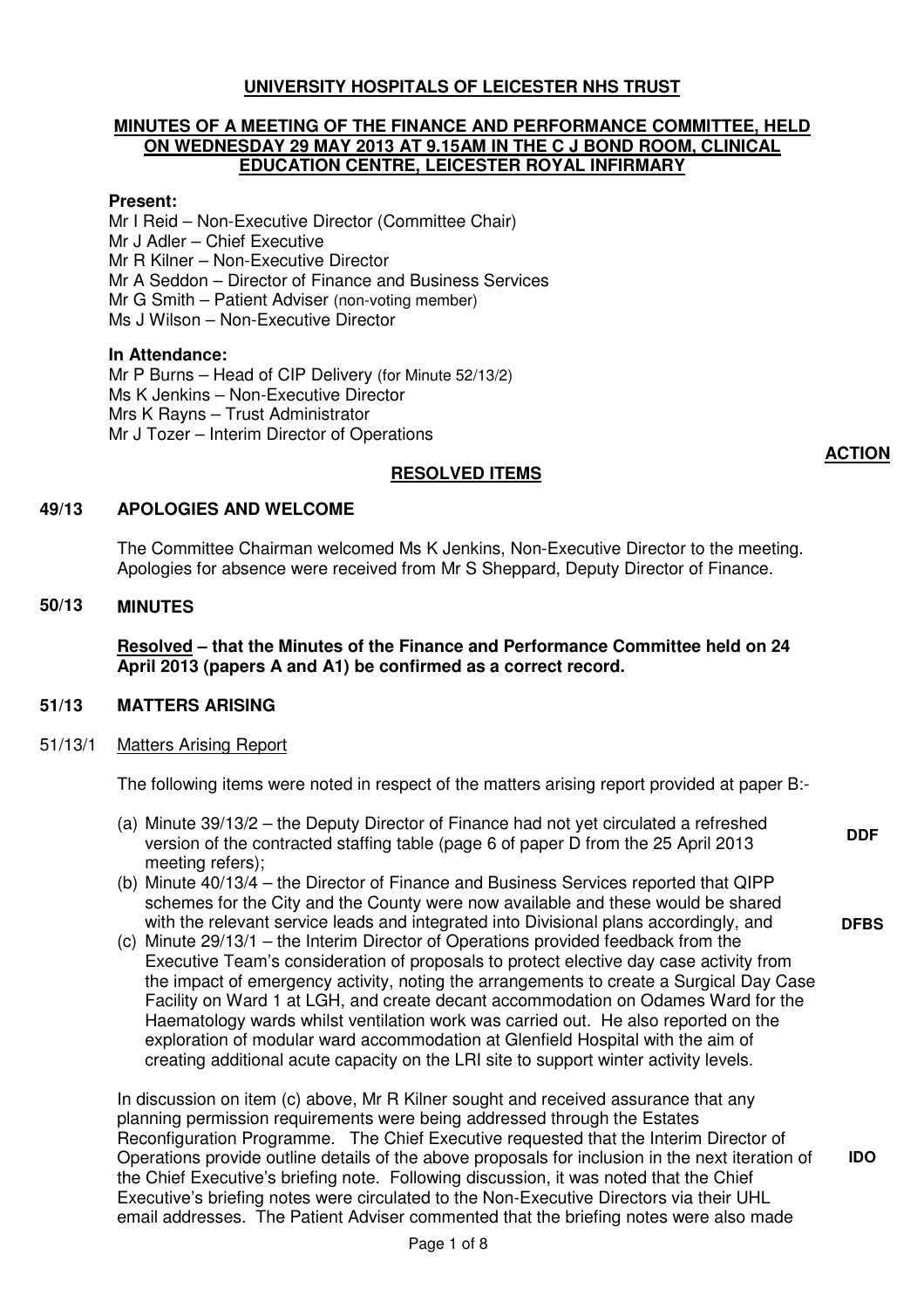**UNIVERSITY HOSPITALS OF LEICESTER NHS TRUST**

**MINUTES OF A MEETING OF THE FINANCE AND PERFORMANCE COMMITTEE, HELD ON WEDNESDAY 29 MAY 2013 AT 9.15AM IN THE C J BOND ROOM, CLINICAL EDUCATION CENTRE, LEICESTER ROYAL INFIRMARY**

**Present:**

Mr I Reid – Non-Executive Director (Committee Chair)
Mr J Adler – Chief Executive
Mr R Kilner – Non-Executive Director
Mr A Seddon – Director of Finance and Business Services
Mr G Smith – Patient Adviser (non-voting member)
Ms J Wilson – Non-Executive Director

**In Attendance:**

Mr P Burns – Head of CIP Delivery (for Minute 52/13/2)
Ms K Jenkins – Non-Executive Director
Mrs K Rayns – Trust Administrator
Mr J Tozer – Interim Director of Operations

**ACTION**

**RESOLVED ITEMS**

**49/13 APOLOGIES AND WELCOME**

The Committee Chairman welcomed Ms K Jenkins, Non-Executive Director to the meeting. Apologies for absence were received from Mr S Sheppard, Deputy Director of Finance.

**50/13 MINUTES**

**Resolved – that the Minutes of the Finance and Performance Committee held on 24 April 2013 (papers A and A1) be confirmed as a correct record.**

**51/13 MATTERS ARISING**

51/13/1 Matters Arising Report

The following items were noted in respect of the matters arising report provided at paper B:-

(a) Minute 39/13/2 – the Deputy Director of Finance had not yet circulated a refreshed version of the contracted staffing table (page 6 of paper D from the 25 April 2013 meeting refers); **DDF**

(b) Minute 40/13/4 – the Director of Finance and Business Services reported that QIPP schemes for the City and the County were now available and these would be shared with the relevant service leads and integrated into Divisional plans accordingly, and **DFBS**

(c) Minute 29/13/1 – the Interim Director of Operations provided feedback from the Executive Team's consideration of proposals to protect elective day case activity from the impact of emergency activity, noting the arrangements to create a Surgical Day Case Facility on Ward 1 at LGH, and create decant accommodation on Odames Ward for the Haematology wards whilst ventilation work was carried out. He also reported on the exploration of modular ward accommodation at Glenfield Hospital with the aim of creating additional acute capacity on the LRI site to support winter activity levels.

In discussion on item (c) above, Mr R Kilner sought and received assurance that any planning permission requirements were being addressed through the Estates Reconfiguration Programme. The Chief Executive requested that the Interim Director of Operations provide outline details of the above proposals for inclusion in the next iteration of the Chief Executive's briefing note. Following discussion, it was noted that the Chief Executive's briefing notes were circulated to the Non-Executive Directors via their UHL email addresses. The Patient Adviser commented that the briefing notes were also made **IDO**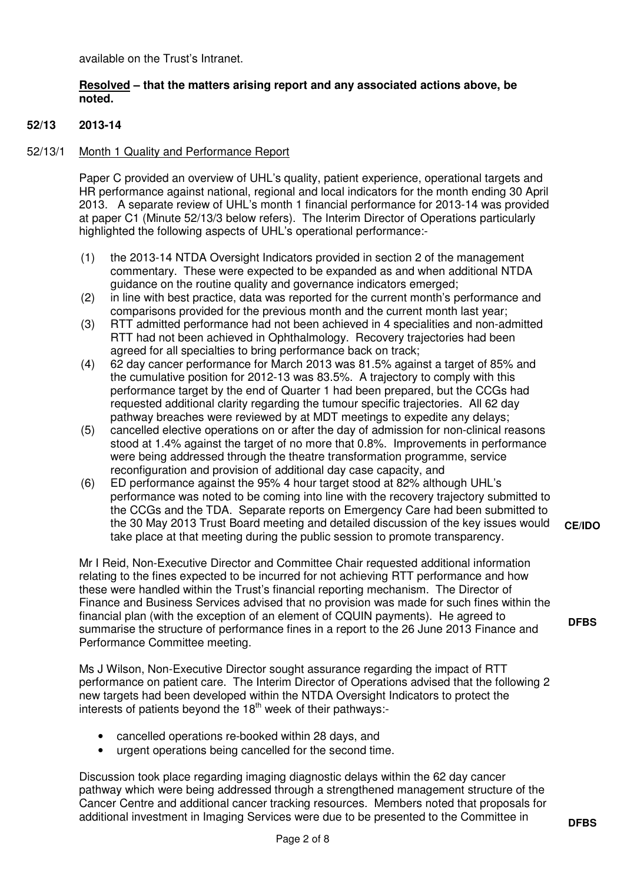available on the Trust's Intranet.

**Resolved – that the matters arising report and any associated actions above, be noted.**

## 52/13 2013-14

### 52/13/1 Month 1 Quality and Performance Report

Paper C provided an overview of UHL's quality, patient experience, operational targets and HR performance against national, regional and local indicators for the month ending 30 April 2013. A separate review of UHL's month 1 financial performance for 2013-14 was provided at paper C1 (Minute 52/13/3 below refers). The Interim Director of Operations particularly highlighted the following aspects of UHL's operational performance:-

(1) the 2013-14 NTDA Oversight Indicators provided in section 2 of the management commentary. These were expected to be expanded as and when additional NTDA guidance on the routine quality and governance indicators emerged;

(2) in line with best practice, data was reported for the current month's performance and comparisons provided for the previous month and the current month last year;

(3) RTT admitted performance had not been achieved in 4 specialities and non-admitted RTT had not been achieved in Ophthalmology. Recovery trajectories had been agreed for all specialties to bring performance back on track;

(4) 62 day cancer performance for March 2013 was 81.5% against a target of 85% and the cumulative position for 2012-13 was 83.5%. A trajectory to comply with this performance target by the end of Quarter 1 had been prepared, but the CCGs had requested additional clarity regarding the tumour specific trajectories. All 62 day pathway breaches were reviewed by at MDT meetings to expedite any delays;

(5) cancelled elective operations on or after the day of admission for non-clinical reasons stood at 1.4% against the target of no more that 0.8%. Improvements in performance were being addressed through the theatre transformation programme, service reconfiguration and provision of additional day case capacity, and

(6) ED performance against the 95% 4 hour target stood at 82% although UHL's performance was noted to be coming into line with the recovery trajectory submitted to the CCGs and the TDA. Separate reports on Emergency Care had been submitted to the 30 May 2013 Trust Board meeting and detailed discussion of the key issues would take place at that meeting during the public session to promote transparency. **CE/IDO**

Mr I Reid, Non-Executive Director and Committee Chair requested additional information relating to the fines expected to be incurred for not achieving RTT performance and how these were handled within the Trust's financial reporting mechanism. The Director of Finance and Business Services advised that no provision was made for such fines within the financial plan (with the exception of an element of CQUIN payments). He agreed to summarise the structure of performance fines in a report to the 26 June 2013 Finance and Performance Committee meeting. **DFBS**

Ms J Wilson, Non-Executive Director sought assurance regarding the impact of RTT performance on patient care. The Interim Director of Operations advised that the following 2 new targets had been developed within the NTDA Oversight Indicators to protect the interests of patients beyond the 18th week of their pathways:-

- cancelled operations re-booked within 28 days, and
- urgent operations being cancelled for the second time.

Discussion took place regarding imaging diagnostic delays within the 62 day cancer pathway which were being addressed through a strengthened management structure of the Cancer Centre and additional cancer tracking resources. Members noted that proposals for additional investment in Imaging Services were due to be presented to the Committee in **DFBS**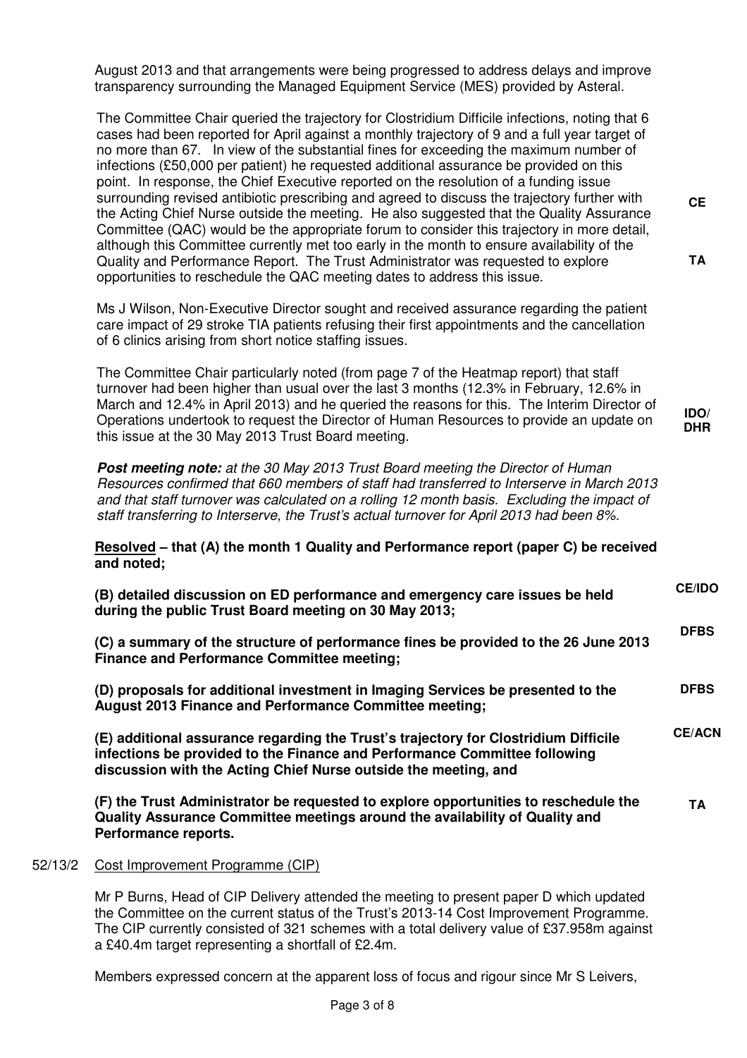August 2013 and that arrangements were being progressed to address delays and improve transparency surrounding the Managed Equipment Service (MES) provided by Asteral.

The Committee Chair queried the trajectory for Clostridium Difficile infections, noting that 6 cases had been reported for April against a monthly trajectory of 9 and a full year target of no more than 67. In view of the substantial fines for exceeding the maximum number of infections (£50,000 per patient) he requested additional assurance be provided on this point. In response, the Chief Executive reported on the resolution of a funding issue surrounding revised antibiotic prescribing and agreed to discuss the trajectory further with the Acting Chief Nurse outside the meeting. He also suggested that the Quality Assurance Committee (QAC) would be the appropriate forum to consider this trajectory in more detail, although this Committee currently met too early in the month to ensure availability of the Quality and Performance Report. The Trust Administrator was requested to explore opportunities to reschedule the QAC meeting dates to address this issue. **CE** **TA**

Ms J Wilson, Non-Executive Director sought and received assurance regarding the patient care impact of 29 stroke TIA patients refusing their first appointments and the cancellation of 6 clinics arising from short notice staffing issues.

The Committee Chair particularly noted (from page 7 of the Heatmap report) that staff turnover had been higher than usual over the last 3 months (12.3% in February, 12.6% in March and 12.4% in April 2013) and he queried the reasons for this. The Interim Director of Operations undertook to request the Director of Human Resources to provide an update on this issue at the 30 May 2013 Trust Board meeting. **IDO/ DHR**

***Post meeting note:*** *at the 30 May 2013 Trust Board meeting the Director of Human Resources confirmed that 660 members of staff had transferred to Interserve in March 2013 and that staff turnover was calculated on a rolling 12 month basis. Excluding the impact of staff transferring to Interserve, the Trust's actual turnover for April 2013 had been 8%.*

**Resolved – that (A) the month 1 Quality and Performance report (paper C) be received and noted;**

**(B) detailed discussion on ED performance and emergency care issues be held during the public Trust Board meeting on 30 May 2013;** **CE/IDO**

**(C) a summary of the structure of performance fines be provided to the 26 June 2013 Finance and Performance Committee meeting;** **DFBS**

**(D) proposals for additional investment in Imaging Services be presented to the August 2013 Finance and Performance Committee meeting;** **DFBS**

**(E) additional assurance regarding the Trust's trajectory for Clostridium Difficile infections be provided to the Finance and Performance Committee following discussion with the Acting Chief Nurse outside the meeting, and** **CE/ACN**

**(F) the Trust Administrator be requested to explore opportunities to reschedule the Quality Assurance Committee meetings around the availability of Quality and Performance reports.** **TA**

52/13/2 Cost Improvement Programme (CIP)

Mr P Burns, Head of CIP Delivery attended the meeting to present paper D which updated the Committee on the current status of the Trust's 2013-14 Cost Improvement Programme. The CIP currently consisted of 321 schemes with a total delivery value of £37.958m against a £40.4m target representing a shortfall of £2.4m.

Members expressed concern at the apparent loss of focus and rigour since Mr S Leivers,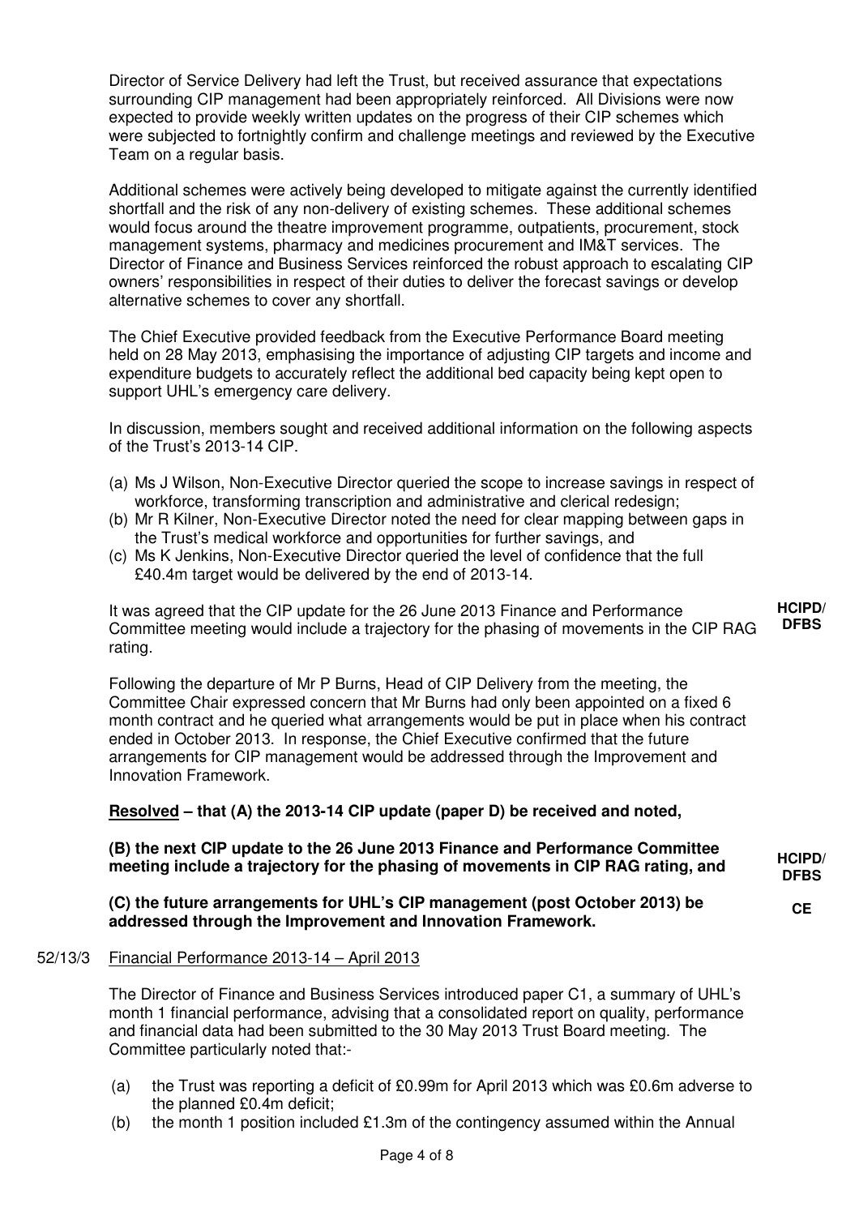Director of Service Delivery had left the Trust, but received assurance that expectations surrounding CIP management had been appropriately reinforced. All Divisions were now expected to provide weekly written updates on the progress of their CIP schemes which were subjected to fortnightly confirm and challenge meetings and reviewed by the Executive Team on a regular basis.

Additional schemes were actively being developed to mitigate against the currently identified shortfall and the risk of any non-delivery of existing schemes. These additional schemes would focus around the theatre improvement programme, outpatients, procurement, stock management systems, pharmacy and medicines procurement and IM&T services. The Director of Finance and Business Services reinforced the robust approach to escalating CIP owners' responsibilities in respect of their duties to deliver the forecast savings or develop alternative schemes to cover any shortfall.

The Chief Executive provided feedback from the Executive Performance Board meeting held on 28 May 2013, emphasising the importance of adjusting CIP targets and income and expenditure budgets to accurately reflect the additional bed capacity being kept open to support UHL's emergency care delivery.

In discussion, members sought and received additional information on the following aspects of the Trust's 2013-14 CIP.

(a) Ms J Wilson, Non-Executive Director queried the scope to increase savings in respect of workforce, transforming transcription and administrative and clerical redesign;
(b) Mr R Kilner, Non-Executive Director noted the need for clear mapping between gaps in the Trust's medical workforce and opportunities for further savings, and
(c) Ms K Jenkins, Non-Executive Director queried the level of confidence that the full £40.4m target would be delivered by the end of 2013-14.

It was agreed that the CIP update for the 26 June 2013 Finance and Performance Committee meeting would include a trajectory for the phasing of movements in the CIP RAG rating. **HCIPD/ DFBS**

Following the departure of Mr P Burns, Head of CIP Delivery from the meeting, the Committee Chair expressed concern that Mr Burns had only been appointed on a fixed 6 month contract and he queried what arrangements would be put in place when his contract ended in October 2013. In response, the Chief Executive confirmed that the future arrangements for CIP management would be addressed through the Improvement and Innovation Framework.

**Resolved – that (A) the 2013-14 CIP update (paper D) be received and noted,**

**(B) the next CIP update to the 26 June 2013 Finance and Performance Committee meeting include a trajectory for the phasing of movements in CIP RAG rating, and** **HCIPD/ DFBS**

**(C) the future arrangements for UHL's CIP management (post October 2013) be addressed through the Improvement and Innovation Framework.** **CE**

52/13/3 Financial Performance 2013-14 – April 2013

The Director of Finance and Business Services introduced paper C1, a summary of UHL's month 1 financial performance, advising that a consolidated report on quality, performance and financial data had been submitted to the 30 May 2013 Trust Board meeting. The Committee particularly noted that:-

(a) the Trust was reporting a deficit of £0.99m for April 2013 which was £0.6m adverse to the planned £0.4m deficit;
(b) the month 1 position included £1.3m of the contingency assumed within the Annual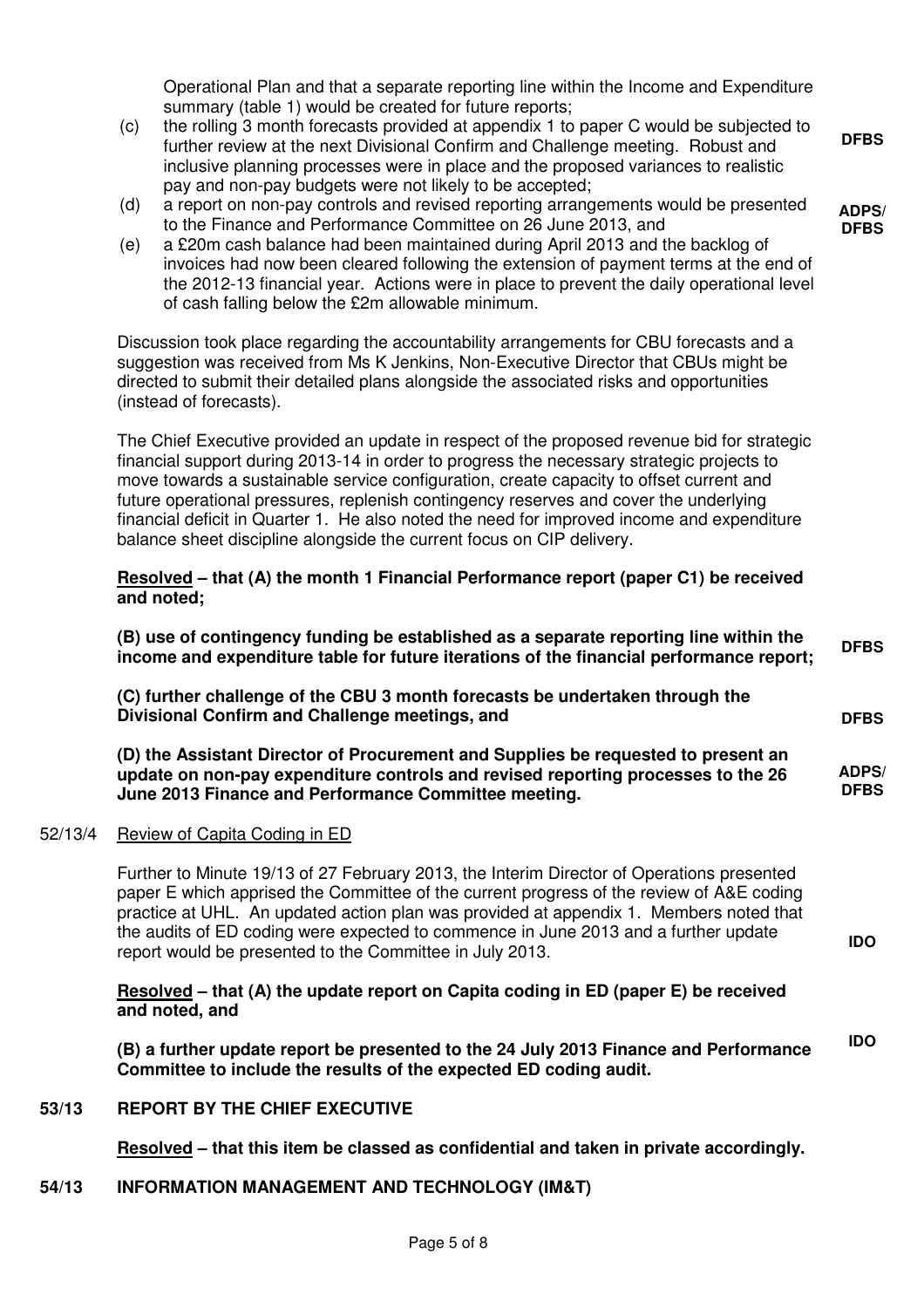Operational Plan and that a separate reporting line within the Income and Expenditure summary (table 1) would be created for future reports;

(c) the rolling 3 month forecasts provided at appendix 1 to paper C would be subjected to further review at the next Divisional Confirm and Challenge meeting. Robust and inclusive planning processes were in place and the proposed variances to realistic pay and non-pay budgets were not likely to be accepted; **DFBS**

(d) a report on non-pay controls and revised reporting arrangements would be presented to the Finance and Performance Committee on 26 June 2013, and **ADPS/ DFBS**

(e) a £20m cash balance had been maintained during April 2013 and the backlog of invoices had now been cleared following the extension of payment terms at the end of the 2012-13 financial year. Actions were in place to prevent the daily operational level of cash falling below the £2m allowable minimum.

Discussion took place regarding the accountability arrangements for CBU forecasts and a suggestion was received from Ms K Jenkins, Non-Executive Director that CBUs might be directed to submit their detailed plans alongside the associated risks and opportunities (instead of forecasts).

The Chief Executive provided an update in respect of the proposed revenue bid for strategic financial support during 2013-14 in order to progress the necessary strategic projects to move towards a sustainable service configuration, create capacity to offset current and future operational pressures, replenish contingency reserves and cover the underlying financial deficit in Quarter 1. He also noted the need for improved income and expenditure balance sheet discipline alongside the current focus on CIP delivery.

**Resolved – that (A) the month 1 Financial Performance report (paper C1) be received and noted;**

**(B) use of contingency funding be established as a separate reporting line within the income and expenditure table for future iterations of the financial performance report;** **DFBS**

**(C) further challenge of the CBU 3 month forecasts be undertaken through the Divisional Confirm and Challenge meetings, and** **DFBS**

**(D) the Assistant Director of Procurement and Supplies be requested to present an update on non-pay expenditure controls and revised reporting processes to the 26 June 2013 Finance and Performance Committee meeting.** **ADPS/ DFBS**

52/13/4 Review of Capita Coding in ED

Further to Minute 19/13 of 27 February 2013, the Interim Director of Operations presented paper E which apprised the Committee of the current progress of the review of A&E coding practice at UHL. An updated action plan was provided at appendix 1. Members noted that the audits of ED coding were expected to commence in June 2013 and a further update report would be presented to the Committee in July 2013. **IDO**

**Resolved – that (A) the update report on Capita coding in ED (paper E) be received and noted, and**

**(B) a further update report be presented to the 24 July 2013 Finance and Performance Committee to include the results of the expected ED coding audit.** **IDO**

## 53/13 REPORT BY THE CHIEF EXECUTIVE

**Resolved – that this item be classed as confidential and taken in private accordingly.**

## 54/13 INFORMATION MANAGEMENT AND TECHNOLOGY (IM&T)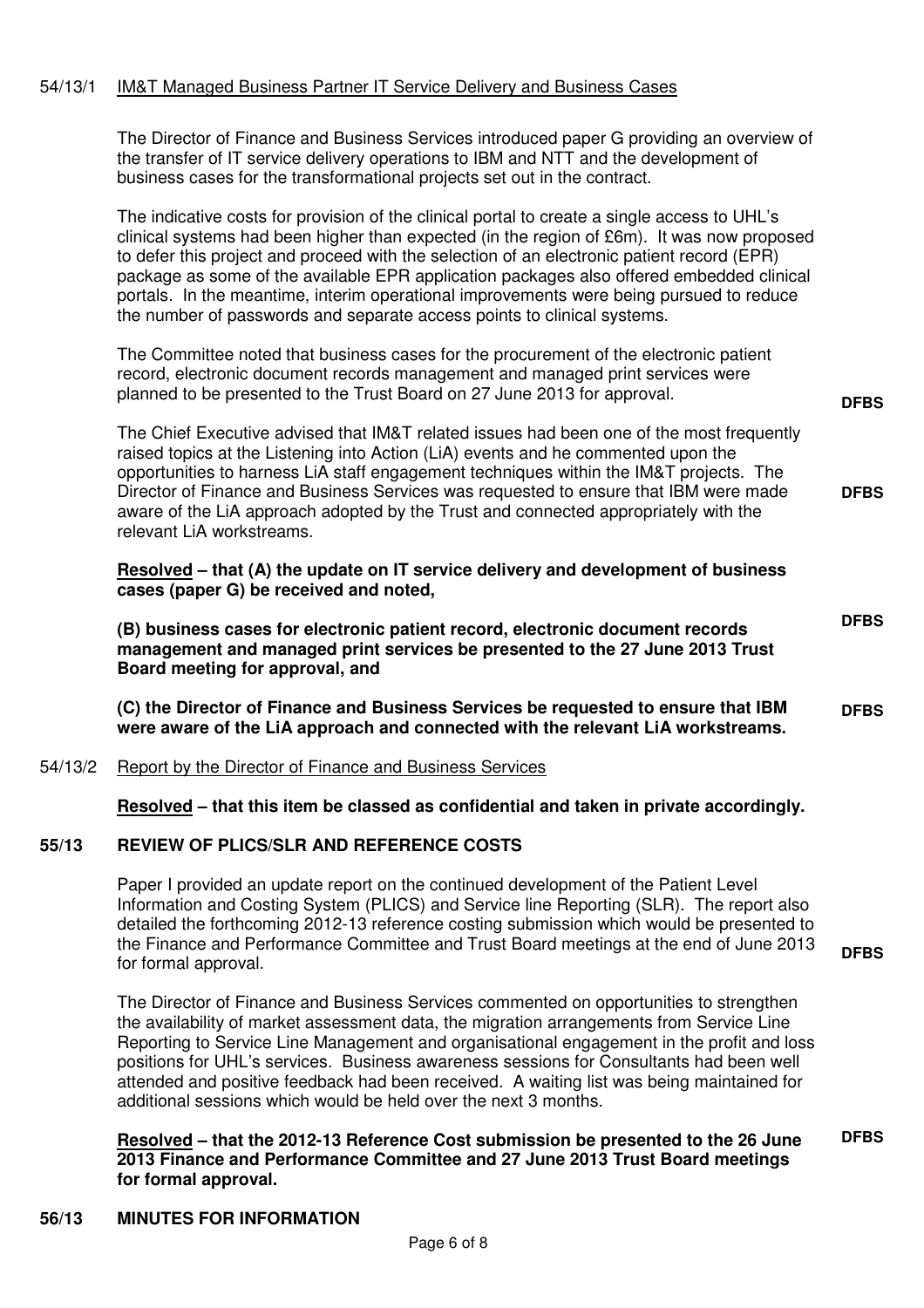54/13/1 <u>IM&T Managed Business Partner IT Service Delivery and Business Cases</u>

The Director of Finance and Business Services introduced paper G providing an overview of the transfer of IT service delivery operations to IBM and NTT and the development of business cases for the transformational projects set out in the contract.

The indicative costs for provision of the clinical portal to create a single access to UHL's clinical systems had been higher than expected (in the region of £6m). It was now proposed to defer this project and proceed with the selection of an electronic patient record (EPR) package as some of the available EPR application packages also offered embedded clinical portals. In the meantime, interim operational improvements were being pursued to reduce the number of passwords and separate access points to clinical systems.

The Committee noted that business cases for the procurement of the electronic patient record, electronic document records management and managed print services were planned to be presented to the Trust Board on 27 June 2013 for approval. **DFBS**

The Chief Executive advised that IM&T related issues had been one of the most frequently raised topics at the Listening into Action (LiA) events and he commented upon the opportunities to harness LiA staff engagement techniques within the IM&T projects. The Director of Finance and Business Services was requested to ensure that IBM were made aware of the LiA approach adopted by the Trust and connected appropriately with the relevant LiA workstreams. **DFBS**

**<u>Resolved</u> – that (A) the update on IT service delivery and development of business cases (paper G) be received and noted,**

**(B) business cases for electronic patient record, electronic document records management and managed print services be presented to the 27 June 2013 Trust Board meeting for approval, and** **DFBS**

**(C) the Director of Finance and Business Services be requested to ensure that IBM were aware of the LiA approach and connected with the relevant LiA workstreams.** **DFBS**

54/13/2 <u>Report by the Director of Finance and Business Services</u>

**<u>Resolved</u> – that this item be classed as confidential and taken in private accordingly.**

## 55/13 REVIEW OF PLICS/SLR AND REFERENCE COSTS

Paper I provided an update report on the continued development of the Patient Level Information and Costing System (PLICS) and Service line Reporting (SLR). The report also detailed the forthcoming 2012-13 reference costing submission which would be presented to the Finance and Performance Committee and Trust Board meetings at the end of June 2013 for formal approval. **DFBS**

The Director of Finance and Business Services commented on opportunities to strengthen the availability of market assessment data, the migration arrangements from Service Line Reporting to Service Line Management and organisational engagement in the profit and loss positions for UHL's services. Business awareness sessions for Consultants had been well attended and positive feedback had been received. A waiting list was being maintained for additional sessions which would be held over the next 3 months.

**<u>Resolved</u> – that the 2012-13 Reference Cost submission be presented to the 26 June 2013 Finance and Performance Committee and 27 June 2013 Trust Board meetings for formal approval.** **DFBS**

## 56/13 MINUTES FOR INFORMATION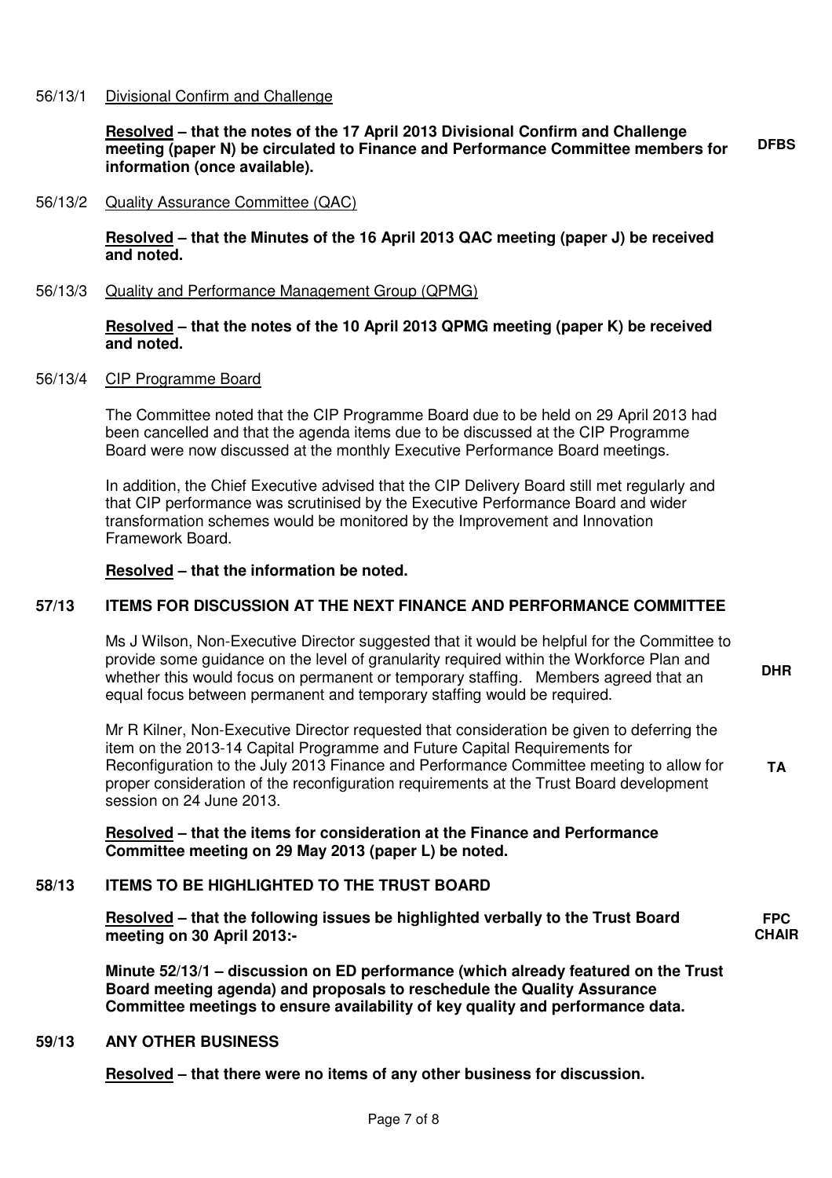56/13/1 Divisional Confirm and Challenge

**Resolved – that the notes of the 17 April 2013 Divisional Confirm and Challenge meeting (paper N) be circulated to Finance and Performance Committee members for information (once available).** **DFBS**

56/13/2 Quality Assurance Committee (QAC)

**Resolved – that the Minutes of the 16 April 2013 QAC meeting (paper J) be received and noted.**

56/13/3 Quality and Performance Management Group (QPMG)

**Resolved – that the notes of the 10 April 2013 QPMG meeting (paper K) be received and noted.**

56/13/4 CIP Programme Board

The Committee noted that the CIP Programme Board due to be held on 29 April 2013 had been cancelled and that the agenda items due to be discussed at the CIP Programme Board were now discussed at the monthly Executive Performance Board meetings.

In addition, the Chief Executive advised that the CIP Delivery Board still met regularly and that CIP performance was scrutinised by the Executive Performance Board and wider transformation schemes would be monitored by the Improvement and Innovation Framework Board.

**Resolved – that the information be noted.**

## 57/13 ITEMS FOR DISCUSSION AT THE NEXT FINANCE AND PERFORMANCE COMMITTEE

Ms J Wilson, Non-Executive Director suggested that it would be helpful for the Committee to provide some guidance on the level of granularity required within the Workforce Plan and whether this would focus on permanent or temporary staffing. Members agreed that an equal focus between permanent and temporary staffing would be required. **DHR**

Mr R Kilner, Non-Executive Director requested that consideration be given to deferring the item on the 2013-14 Capital Programme and Future Capital Requirements for Reconfiguration to the July 2013 Finance and Performance Committee meeting to allow for proper consideration of the reconfiguration requirements at the Trust Board development session on 24 June 2013. **TA**

**Resolved – that the items for consideration at the Finance and Performance Committee meeting on 29 May 2013 (paper L) be noted.**

## 58/13 ITEMS TO BE HIGHLIGHTED TO THE TRUST BOARD

**Resolved – that the following issues be highlighted verbally to the Trust Board meeting on 30 April 2013:-** **FPC CHAIR**

**Minute 52/13/1 – discussion on ED performance (which already featured on the Trust Board meeting agenda) and proposals to reschedule the Quality Assurance Committee meetings to ensure availability of key quality and performance data.**

## 59/13 ANY OTHER BUSINESS

**Resolved – that there were no items of any other business for discussion.**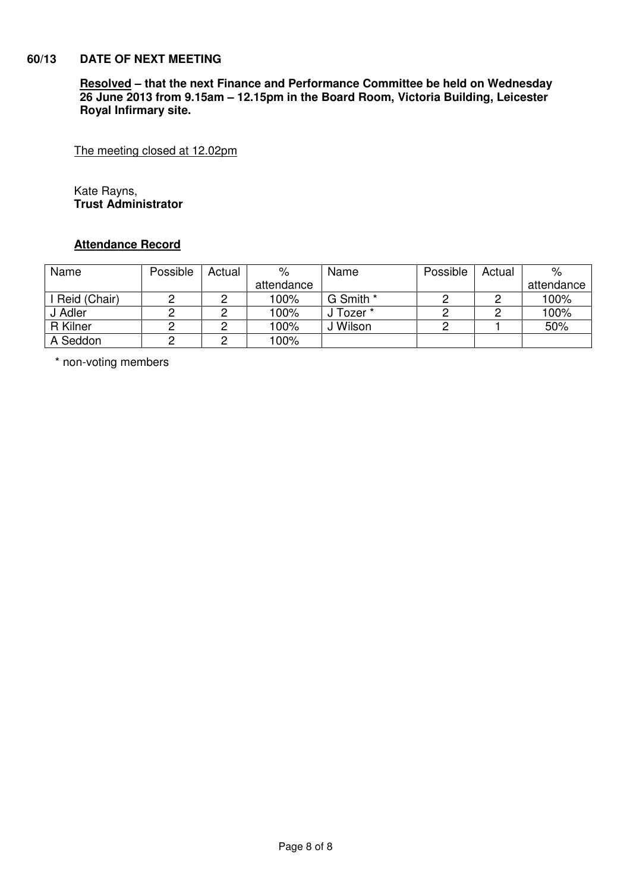**60/13 DATE OF NEXT MEETING**

**<u>Resolved</u> – that the next Finance and Performance Committee be held on Wednesday 26 June 2013 from 9.15am – 12.15pm in the Board Room, Victoria Building, Leicester Royal Infirmary site.**

<u>The meeting closed at 12.02pm</u>

Kate Rayns,
**Trust Administrator**

**<u>Attendance Record</u>**

| Name | Possible | Actual | % attendance | Name | Possible | Actual | % attendance |
|---|---|---|---|---|---|---|---|
| I Reid (Chair) | 2 | 2 | 100% | G Smith * | 2 | 2 | 100% |
| J Adler | 2 | 2 | 100% | J Tozer * | 2 | 2 | 100% |
| R Kilner | 2 | 2 | 100% | J Wilson | 2 | 1 | 50% |
| A Seddon | 2 | 2 | 100% | | | | |

\* non-voting members